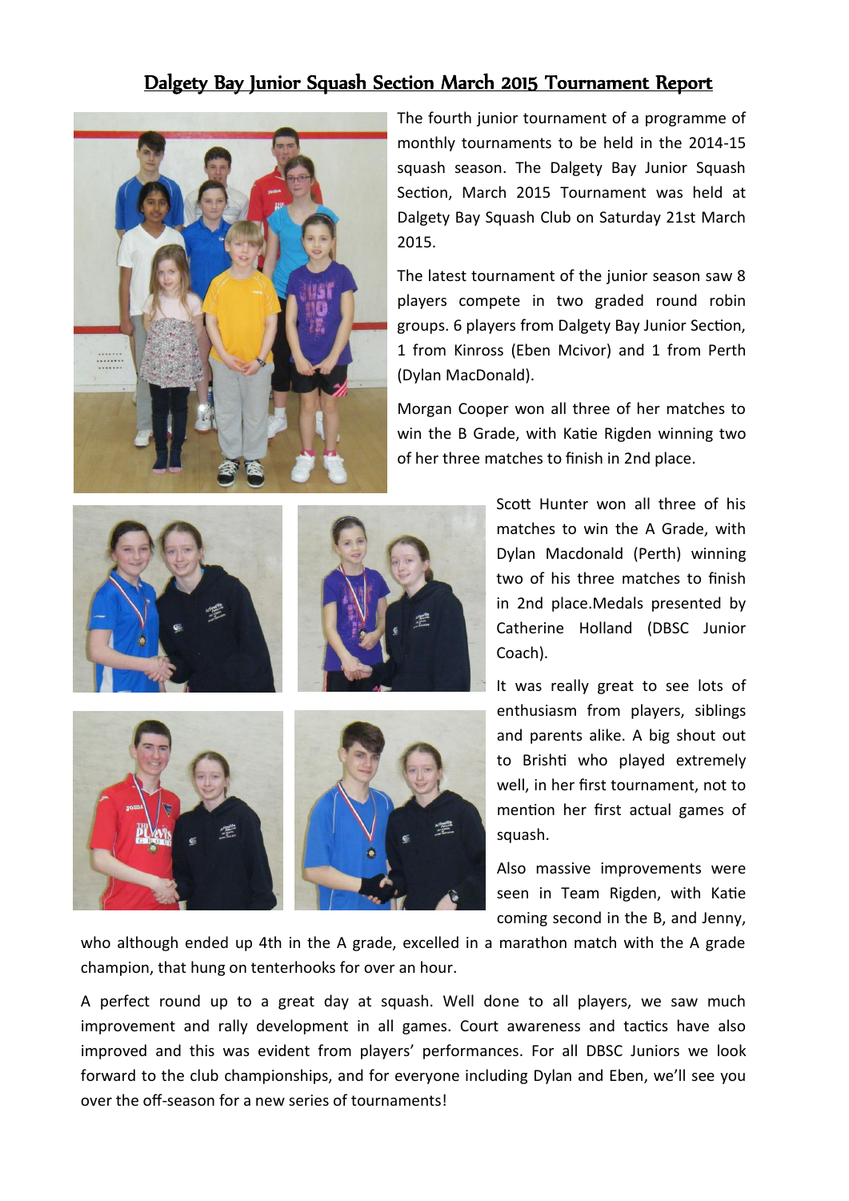# Dalgety Bay Junior Squash Section March 2015 Tournament Report

The fourth junior tournament of a programme of monthly tournaments to be held in the 2014-15 squash season. The Dalgety Bay Junior Squash Section, March 2015 Tournament was held at Dalgety Bay Squash Club on Saturday 21st March 2015.

The latest tournament of the junior season saw 8 players compete in two graded round robin groups. 6 players from Dalgety Bay Junior Section, 1 from Kinross (Eben Mcivor) and 1 from Perth (Dylan MacDonald).

Morgan Cooper won all three of her matches to win the B Grade, with Katie Rigden winning two of her three matches to finish in 2nd place.

Scott Hunter won all three of his matches to win the A Grade, with Dylan Macdonald (Perth) winning two of his three matches to finish in 2nd place.Medals presented by Catherine Holland (DBSC Junior Coach).

It was really great to see lots of enthusiasm from players, siblings and parents alike. A big shout out to Brishti who played extremely well, in her first tournament, not to mention her first actual games of squash.

Also massive improvements were seen in Team Rigden, with Katie coming second in the B, and Jenny, who although ended up 4th in the A grade, excelled in a marathon match with the A grade champion, that hung on tenterhooks for over an hour.

A perfect round up to a great day at squash. Well done to all players, we saw much improvement and rally development in all games. Court awareness and tactics have also improved and this was evident from players' performances. For all DBSC Juniors we look forward to the club championships, and for everyone including Dylan and Eben, we'll see you over the off-season for a new series of tournaments!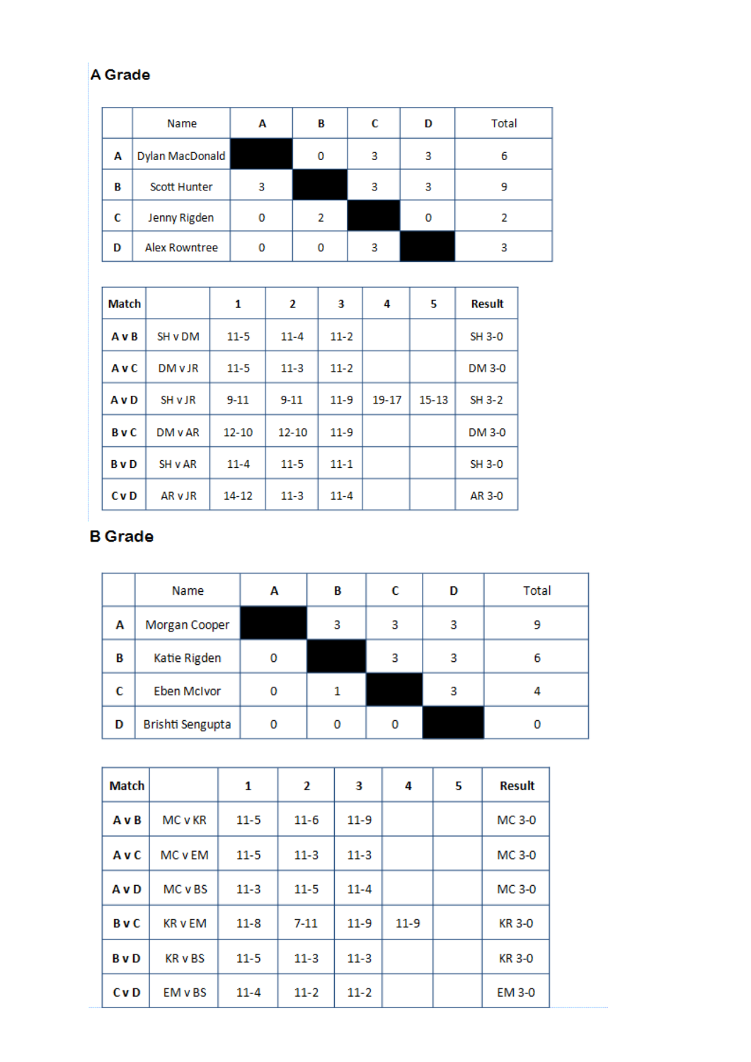## A Grade

| | Name | A | B | C | D | Total |
|---|---|---|---|---|---|---|
| A | Dylan MacDonald | | 0 | 3 | 3 | 6 |
| B | Scott Hunter | 3 | | 3 | 3 | 9 |
| C | Jenny Rigden | 0 | 2 | | 0 | 2 |
| D | Alex Rowntree | 0 | 0 | 3 | | 3 |

| Match | | 1 | 2 | 3 | 4 | 5 | Result |
|---|---|---|---|---|---|---|---|
| A v B | SH v DM | 11-5 | 11-4 | 11-2 | | | SH 3-0 |
| A v C | DM v JR | 11-5 | 11-3 | 11-2 | | | DM 3-0 |
| A v D | SH v JR | 9-11 | 9-11 | 11-9 | 19-17 | 15-13 | SH 3-2 |
| B v C | DM v AR | 12-10 | 12-10 | 11-9 | | | DM 3-0 |
| B v D | SH v AR | 11-4 | 11-5 | 11-1 | | | SH 3-0 |
| C v D | AR v JR | 14-12 | 11-3 | 11-4 | | | AR 3-0 |

## B Grade

| | Name | A | B | C | D | Total |
|---|---|---|---|---|---|---|
| A | Morgan Cooper | | 3 | 3 | 3 | 9 |
| B | Katie Rigden | 0 | | 3 | 3 | 6 |
| C | Eben McIvor | 0 | 1 | | 3 | 4 |
| D | Brishti Sengupta | 0 | 0 | 0 | | 0 |

| Match | | 1 | 2 | 3 | 4 | 5 | Result |
|---|---|---|---|---|---|---|---|
| A v B | MC v KR | 11-5 | 11-6 | 11-9 | | | MC 3-0 |
| A v C | MC v EM | 11-5 | 11-3 | 11-3 | | | MC 3-0 |
| A v D | MC v BS | 11-3 | 11-5 | 11-4 | | | MC 3-0 |
| B v C | KR v EM | 11-8 | 7-11 | 11-9 | 11-9 | | KR 3-0 |
| B v D | KR v BS | 11-5 | 11-3 | 11-3 | | | KR 3-0 |
| C v D | EM v BS | 11-4 | 11-2 | 11-2 | | | EM 3-0 |